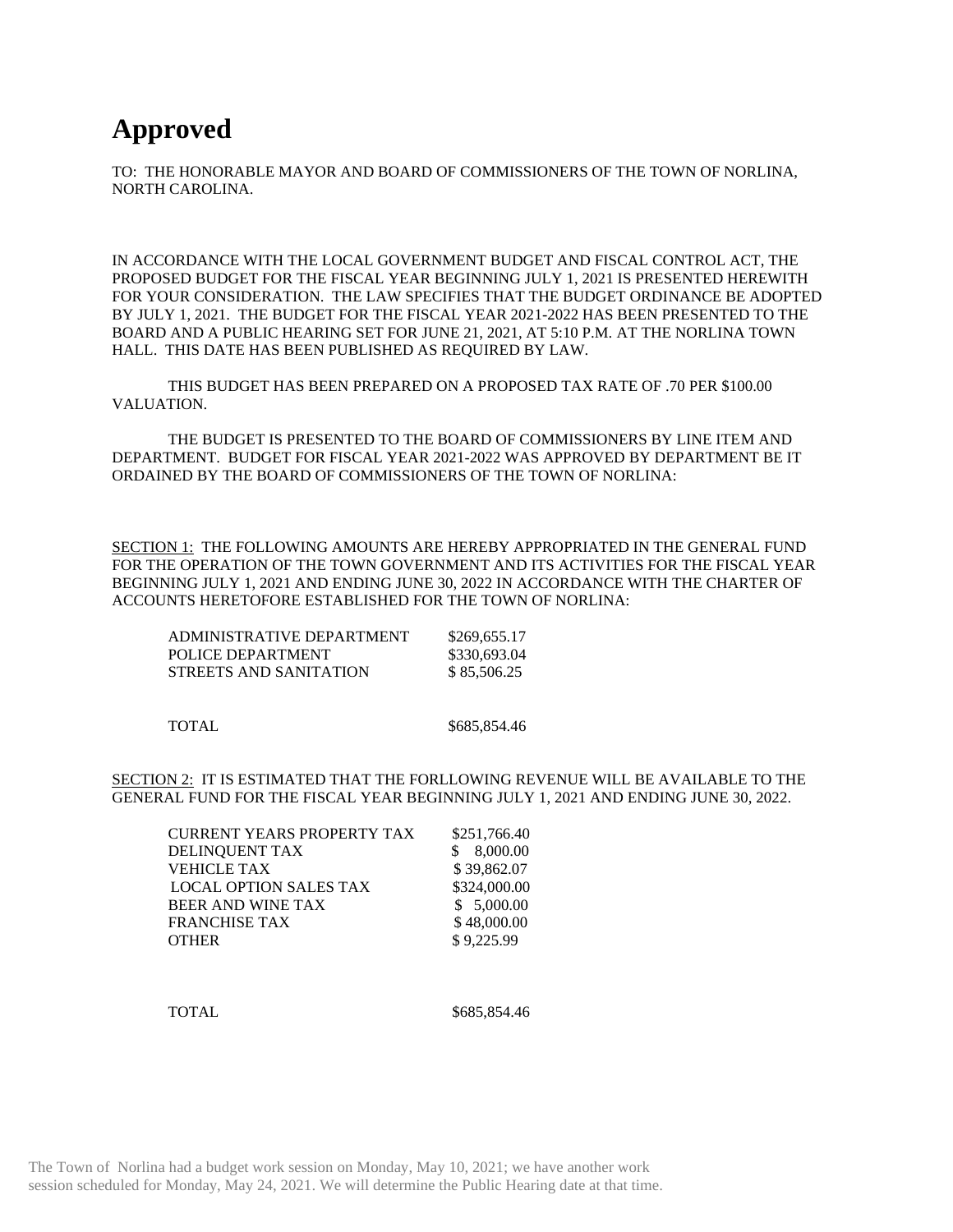# Approved

TO: THE HONORABLE MAYOR AND BOARD OF COMMISSIONERS OF THE TOWN OF NORLINA, NORTH CAROLINA.

IN ACCORDANCE WITH THE LOCAL GOVERNMENT BUDGET AND FISCAL CONTROL ACT, THE PROPOSED BUDGET FOR THE FISCAL YEAR BEGINNING JULY 1, 2021 IS PRESENTED HEREWITH FOR YOUR CONSIDERATION. THE LAW SPECIFIES THAT THE BUDGET ORDINANCE BE ADOPTED BY JULY 1, 2021. THE BUDGET FOR THE FISCAL YEAR 2021-2022 HAS BEEN PRESENTED TO THE BOARD AND A PUBLIC HEARING SET FOR JUNE 21, 2021, AT 5:10 P.M. AT THE NORLINA TOWN HALL. THIS DATE HAS BEEN PUBLISHED AS REQUIRED BY LAW.

THIS BUDGET HAS BEEN PREPARED ON A PROPOSED TAX RATE OF .70 PER $100.00 VALUATION.

THE BUDGET IS PRESENTED TO THE BOARD OF COMMISSIONERS BY LINE ITEM AND DEPARTMENT. BUDGET FOR FISCAL YEAR 2021-2022 WAS APPROVED BY DEPARTMENT BE IT ORDAINED BY THE BOARD OF COMMISSIONERS OF THE TOWN OF NORLINA:

SECTION 1: THE FOLLOWING AMOUNTS ARE HEREBY APPROPRIATED IN THE GENERAL FUND FOR THE OPERATION OF THE TOWN GOVERNMENT AND ITS ACTIVITIES FOR THE FISCAL YEAR BEGINNING JULY 1, 2021 AND ENDING JUNE 30, 2022 IN ACCORDANCE WITH THE CHARTER OF ACCOUNTS HERETOFORE ESTABLISHED FOR THE TOWN OF NORLINA:

| | |
|---|---|
| ADMINISTRATIVE DEPARTMENT | $269,655.17 |
| POLICE DEPARTMENT | $330,693.04 |
| STREETS AND SANITATION | $ 85,506.25 |
| TOTAL | $685,854.46 |

SECTION 2: IT IS ESTIMATED THAT THE FORLLOWING REVENUE WILL BE AVAILABLE TO THE GENERAL FUND FOR THE FISCAL YEAR BEGINNING JULY 1, 2021 AND ENDING JUNE 30, 2022.

| | |
|---|---|
| CURRENT YEARS PROPERTY TAX | $251,766.40 |
| DELINQUENT TAX | $ 8,000.00 |
| VEHICLE TAX | $ 39,862.07 |
| LOCAL OPTION SALES TAX | $324,000.00 |
| BEER AND WINE TAX | $ 5,000.00 |
| FRANCHISE TAX | $ 48,000.00 |
| OTHER | $ 9,225.99 |
| TOTAL | $685,854.46 |

The Town of Norlina had a budget work session on Monday, May 10, 2021; we have another work session scheduled for Monday, May 24, 2021. We will determine the Public Hearing date at that time.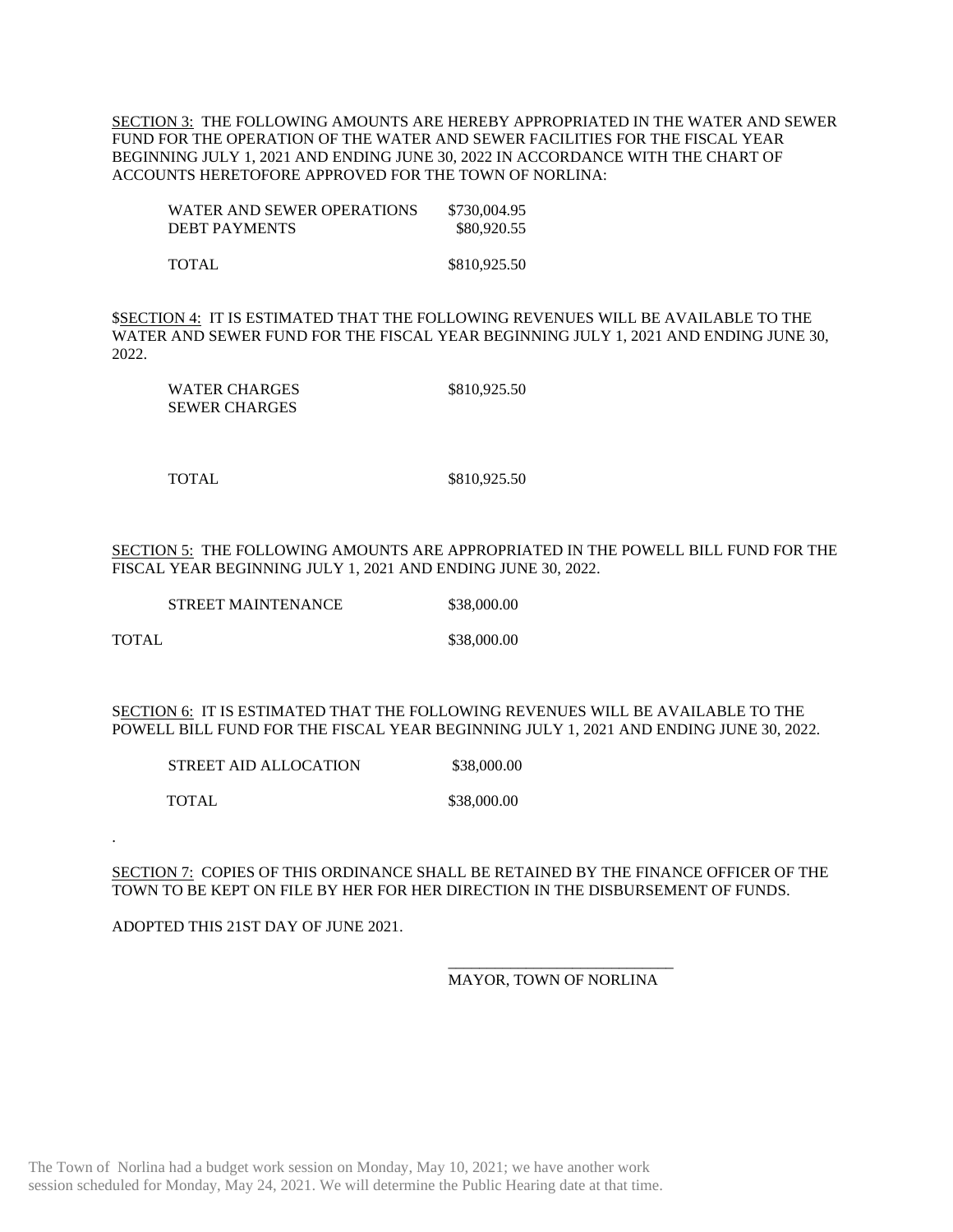SECTION 3: THE FOLLOWING AMOUNTS ARE HEREBY APPROPRIATED IN THE WATER AND SEWER FUND FOR THE OPERATION OF THE WATER AND SEWER FACILITIES FOR THE FISCAL YEAR BEGINNING JULY 1, 2021 AND ENDING JUNE 30, 2022 IN ACCORDANCE WITH THE CHART OF ACCOUNTS HERETOFORE APPROVED FOR THE TOWN OF NORLINA:

| | |
|---|---|
| WATER AND SEWER OPERATIONS | $730,004.95 |
| DEBT PAYMENTS | $80,920.55 |
| TOTAL | $810,925.50 |

$SECTION 4: IT IS ESTIMATED THAT THE FOLLOWING REVENUES WILL BE AVAILABLE TO THE WATER AND SEWER FUND FOR THE FISCAL YEAR BEGINNING JULY 1, 2021 AND ENDING JUNE 30, 2022.

| | |
|---|---|
| WATER CHARGES | $810,925.50 |
| SEWER CHARGES | |
| TOTAL | $810,925.50 |

SECTION 5: THE FOLLOWING AMOUNTS ARE APPROPRIATED IN THE POWELL BILL FUND FOR THE FISCAL YEAR BEGINNING JULY 1, 2021 AND ENDING JUNE 30, 2022.

| | |
|---|---|
| STREET MAINTENANCE | $38,000.00 |
| TOTAL | $38,000.00 |

SECTION 6: IT IS ESTIMATED THAT THE FOLLOWING REVENUES WILL BE AVAILABLE TO THE POWELL BILL FUND FOR THE FISCAL YEAR BEGINNING JULY 1, 2021 AND ENDING JUNE 30, 2022.

| | |
|---|---|
| STREET AID ALLOCATION | $38,000.00 |
| TOTAL | $38,000.00 |

.

SECTION 7: COPIES OF THIS ORDINANCE SHALL BE RETAINED BY THE FINANCE OFFICER OF THE TOWN TO BE KEPT ON FILE BY HER FOR HER DIRECTION IN THE DISBURSEMENT OF FUNDS.

ADOPTED THIS 21ST DAY OF JUNE 2021.

\_\_\_\_\_\_\_\_\_\_\_\_\_\_\_\_\_\_\_\_\_\_\_\_\_\_\_\_

MAYOR, TOWN OF NORLINA

The Town of Norlina had a budget work session on Monday, May 10, 2021; we have another work session scheduled for Monday, May 24, 2021. We will determine the Public Hearing date at that time.